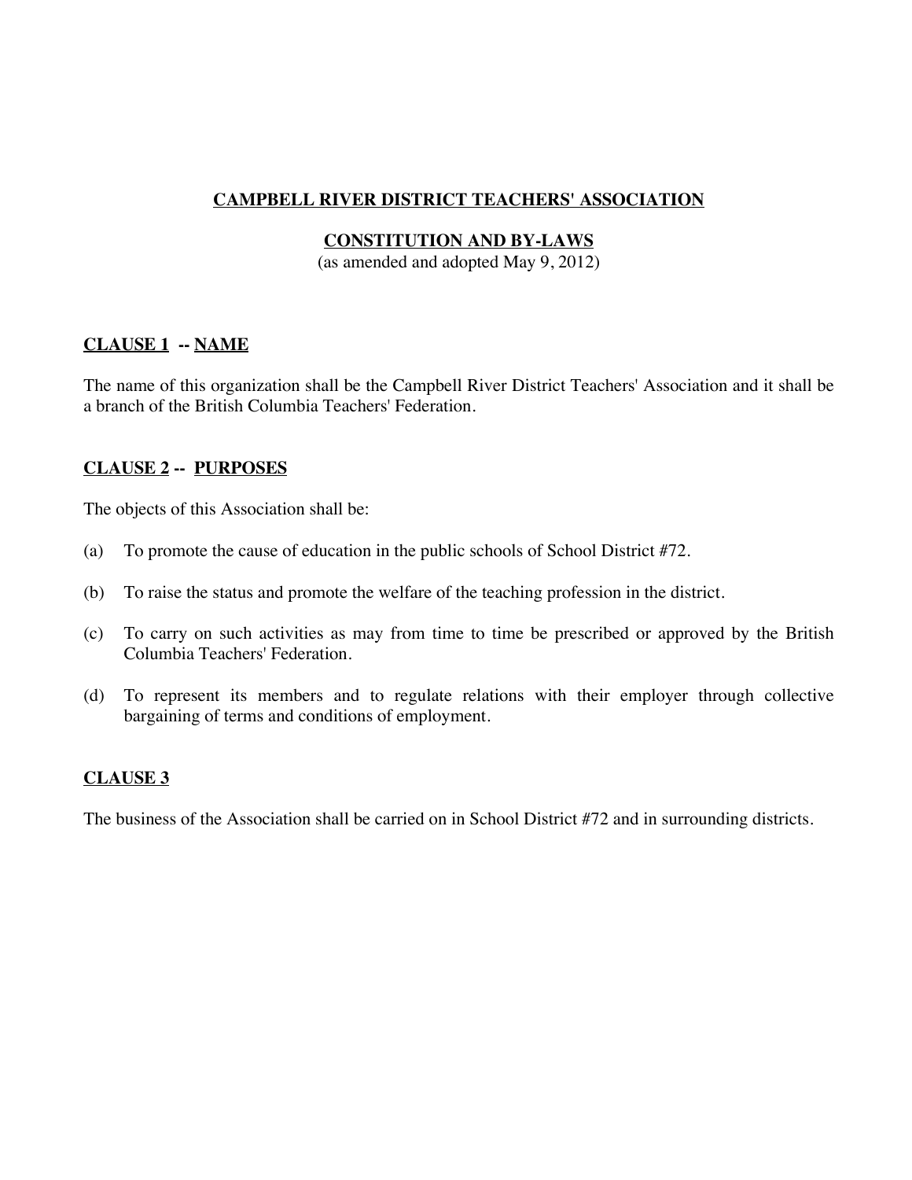# CAMPBELL RIVER DISTRICT TEACHERS' ASSOCIATION

## CONSTITUTION AND BY-LAWS

(as amended and adopted May 9, 2012)

### CLAUSE 1 -- NAME

The name of this organization shall be the Campbell River District Teachers' Association and it shall be a branch of the British Columbia Teachers' Federation.

### CLAUSE 2 -- PURPOSES

The objects of this Association shall be:

(a) To promote the cause of education in the public schools of School District #72.

(b) To raise the status and promote the welfare of the teaching profession in the district.

(c) To carry on such activities as may from time to time be prescribed or approved by the British Columbia Teachers' Federation.

(d) To represent its members and to regulate relations with their employer through collective bargaining of terms and conditions of employment.

### CLAUSE 3

The business of the Association shall be carried on in School District #72 and in surrounding districts.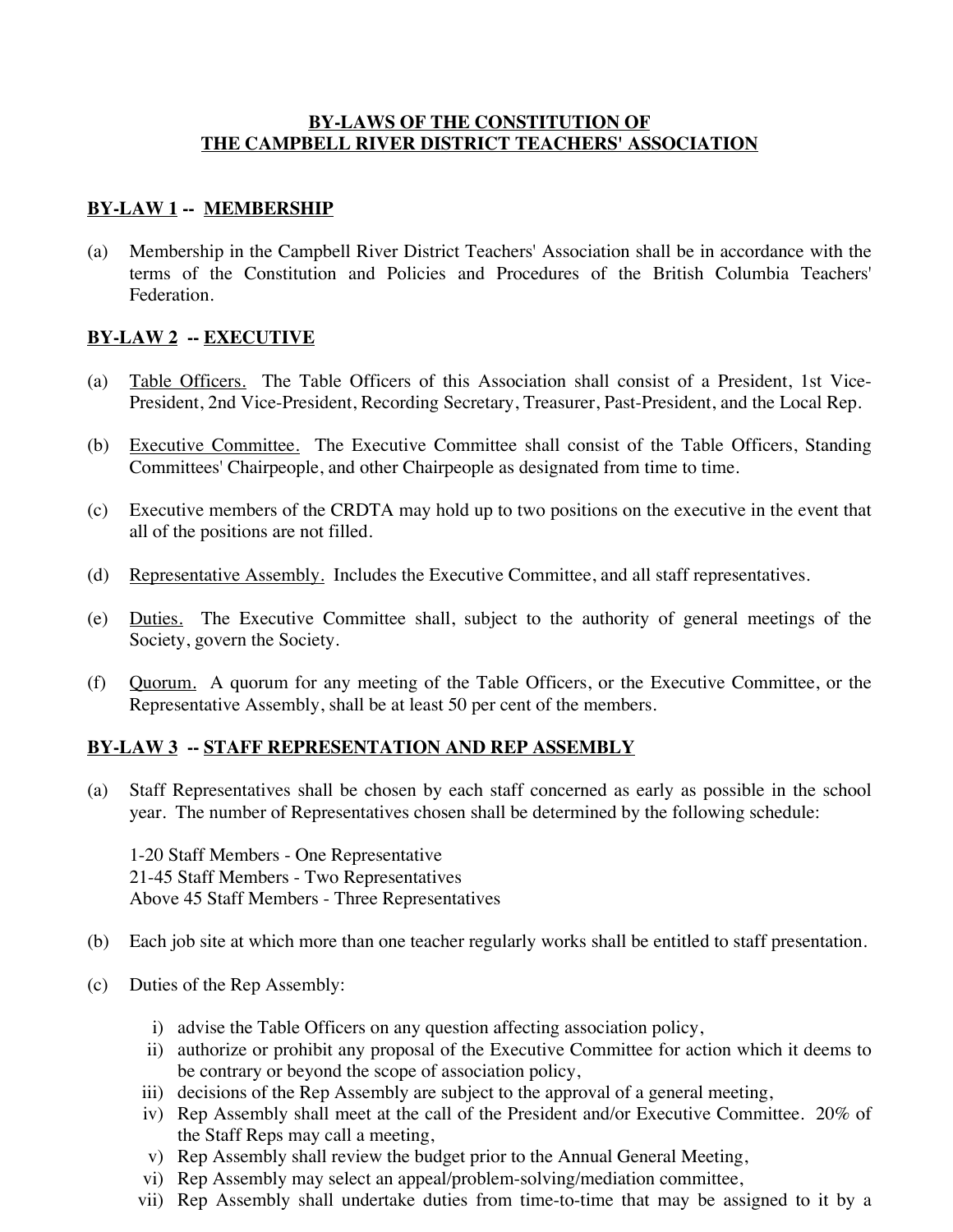# BY-LAWS OF THE CONSTITUTION OF THE CAMPBELL RIVER DISTRICT TEACHERS' ASSOCIATION

## BY-LAW 1 -- MEMBERSHIP

(a) Membership in the Campbell River District Teachers' Association shall be in accordance with the terms of the Constitution and Policies and Procedures of the British Columbia Teachers' Federation.

## BY-LAW 2 -- EXECUTIVE

(a) Table Officers. The Table Officers of this Association shall consist of a President, 1st Vice-President, 2nd Vice-President, Recording Secretary, Treasurer, Past-President, and the Local Rep.

(b) Executive Committee. The Executive Committee shall consist of the Table Officers, Standing Committees' Chairpeople, and other Chairpeople as designated from time to time.

(c) Executive members of the CRDTA may hold up to two positions on the executive in the event that all of the positions are not filled.

(d) Representative Assembly. Includes the Executive Committee, and all staff representatives.

(e) Duties. The Executive Committee shall, subject to the authority of general meetings of the Society, govern the Society.

(f) Quorum. A quorum for any meeting of the Table Officers, or the Executive Committee, or the Representative Assembly, shall be at least 50 per cent of the members.

## BY-LAW 3 -- STAFF REPRESENTATION AND REP ASSEMBLY

(a) Staff Representatives shall be chosen by each staff concerned as early as possible in the school year. The number of Representatives chosen shall be determined by the following schedule:

1-20 Staff Members - One Representative
21-45 Staff Members - Two Representatives
Above 45 Staff Members - Three Representatives

(b) Each job site at which more than one teacher regularly works shall be entitled to staff presentation.

(c) Duties of the Rep Assembly:

i) advise the Table Officers on any question affecting association policy,
ii) authorize or prohibit any proposal of the Executive Committee for action which it deems to be contrary or beyond the scope of association policy,
iii) decisions of the Rep Assembly are subject to the approval of a general meeting,
iv) Rep Assembly shall meet at the call of the President and/or Executive Committee. 20% of the Staff Reps may call a meeting,
v) Rep Assembly shall review the budget prior to the Annual General Meeting,
vi) Rep Assembly may select an appeal/problem-solving/mediation committee,
vii) Rep Assembly shall undertake duties from time-to-time that may be assigned to it by a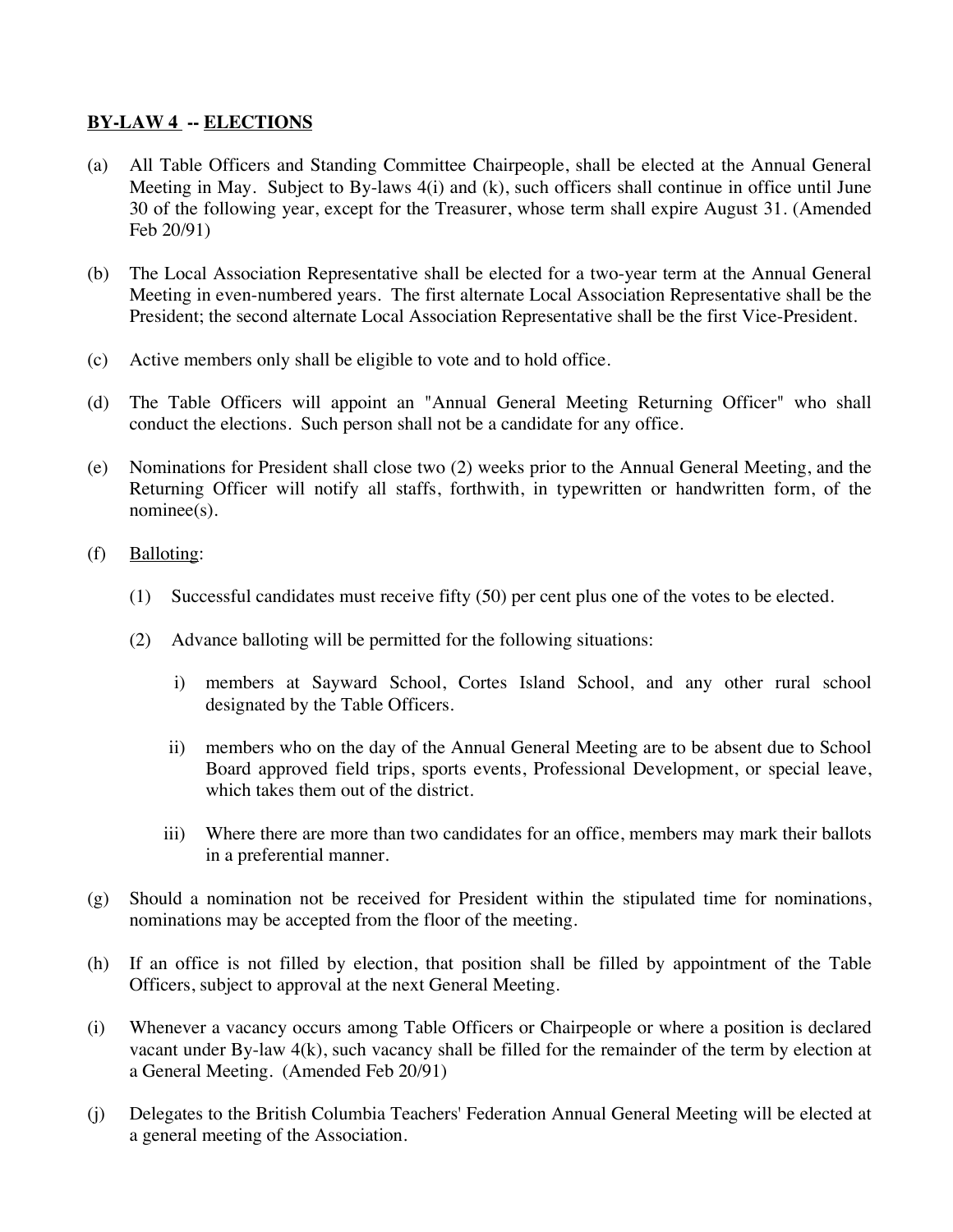## BY-LAW 4 -- ELECTIONS

(a) All Table Officers and Standing Committee Chairpeople, shall be elected at the Annual General Meeting in May. Subject to By-laws 4(i) and (k), such officers shall continue in office until June 30 of the following year, except for the Treasurer, whose term shall expire August 31. (Amended Feb 20/91)

(b) The Local Association Representative shall be elected for a two-year term at the Annual General Meeting in even-numbered years. The first alternate Local Association Representative shall be the President; the second alternate Local Association Representative shall be the first Vice-President.

(c) Active members only shall be eligible to vote and to hold office.

(d) The Table Officers will appoint an "Annual General Meeting Returning Officer" who shall conduct the elections. Such person shall not be a candidate for any office.

(e) Nominations for President shall close two (2) weeks prior to the Annual General Meeting, and the Returning Officer will notify all staffs, forthwith, in typewritten or handwritten form, of the nominee(s).

(f) Balloting:

   (1) Successful candidates must receive fifty (50) per cent plus one of the votes to be elected.

   (2) Advance balloting will be permitted for the following situations:

      i) members at Sayward School, Cortes Island School, and any other rural school designated by the Table Officers.

      ii) members who on the day of the Annual General Meeting are to be absent due to School Board approved field trips, sports events, Professional Development, or special leave, which takes them out of the district.

      iii) Where there are more than two candidates for an office, members may mark their ballots in a preferential manner.

(g) Should a nomination not be received for President within the stipulated time for nominations, nominations may be accepted from the floor of the meeting.

(h) If an office is not filled by election, that position shall be filled by appointment of the Table Officers, subject to approval at the next General Meeting.

(i) Whenever a vacancy occurs among Table Officers or Chairpeople or where a position is declared vacant under By-law 4(k), such vacancy shall be filled for the remainder of the term by election at a General Meeting. (Amended Feb 20/91)

(j) Delegates to the British Columbia Teachers' Federation Annual General Meeting will be elected at a general meeting of the Association.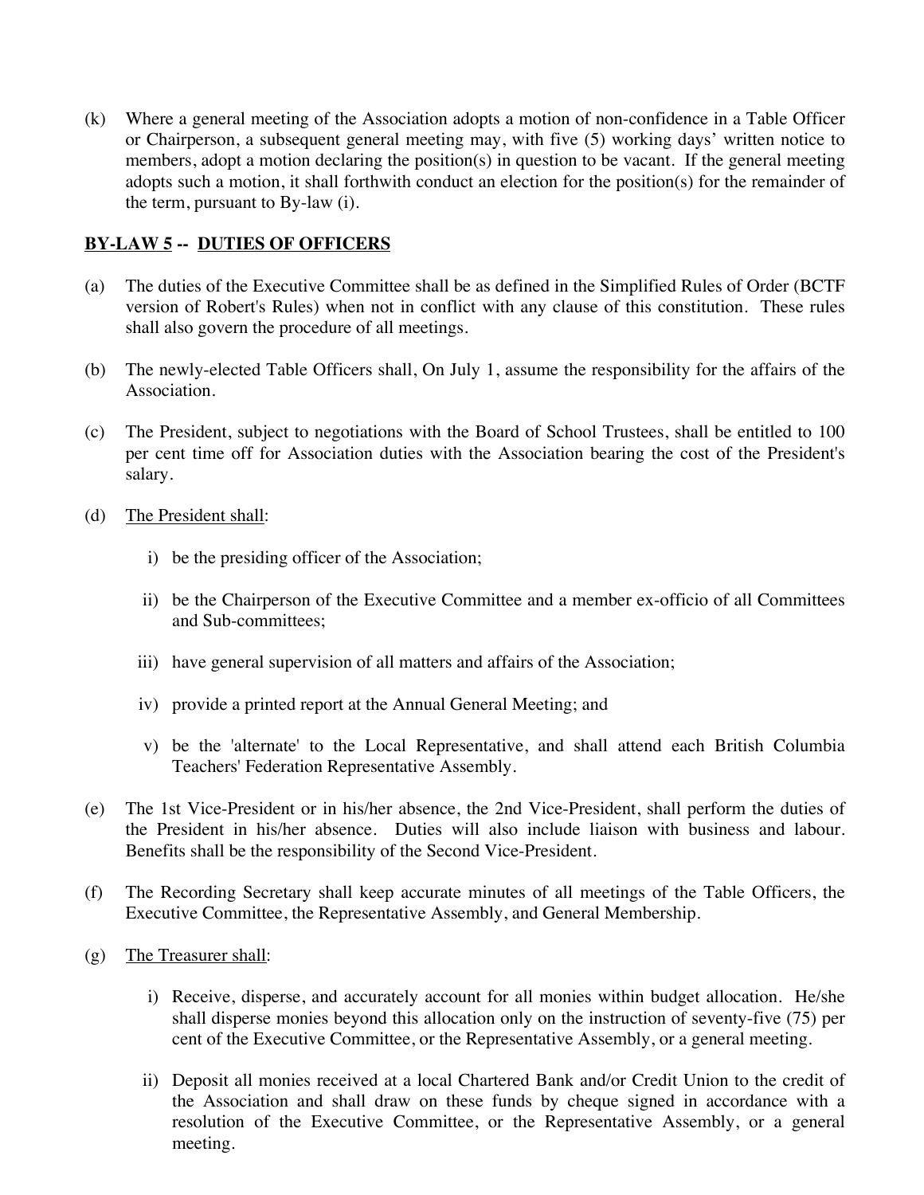(k) Where a general meeting of the Association adopts a motion of non-confidence in a Table Officer or Chairperson, a subsequent general meeting may, with five (5) working days' written notice to members, adopt a motion declaring the position(s) in question to be vacant. If the general meeting adopts such a motion, it shall forthwith conduct an election for the position(s) for the remainder of the term, pursuant to By-law (i).

## <u>BY-LAW 5</u> -- <u>DUTIES OF OFFICERS</u>

(a) The duties of the Executive Committee shall be as defined in the Simplified Rules of Order (BCTF version of Robert's Rules) when not in conflict with any clause of this constitution. These rules shall also govern the procedure of all meetings.

(b) The newly-elected Table Officers shall, On July 1, assume the responsibility for the affairs of the Association.

(c) The President, subject to negotiations with the Board of School Trustees, shall be entitled to 100 per cent time off for Association duties with the Association bearing the cost of the President's salary.

(d) <u>The President shall</u>:

i) be the presiding officer of the Association;

ii) be the Chairperson of the Executive Committee and a member ex-officio of all Committees and Sub-committees;

iii) have general supervision of all matters and affairs of the Association;

iv) provide a printed report at the Annual General Meeting; and

v) be the 'alternate' to the Local Representative, and shall attend each British Columbia Teachers' Federation Representative Assembly.

(e) The 1st Vice-President or in his/her absence, the 2nd Vice-President, shall perform the duties of the President in his/her absence. Duties will also include liaison with business and labour. Benefits shall be the responsibility of the Second Vice-President.

(f) The Recording Secretary shall keep accurate minutes of all meetings of the Table Officers, the Executive Committee, the Representative Assembly, and General Membership.

(g) <u>The Treasurer shall</u>:

i) Receive, disperse, and accurately account for all monies within budget allocation. He/she shall disperse monies beyond this allocation only on the instruction of seventy-five (75) per cent of the Executive Committee, or the Representative Assembly, or a general meeting.

ii) Deposit all monies received at a local Chartered Bank and/or Credit Union to the credit of the Association and shall draw on these funds by cheque signed in accordance with a resolution of the Executive Committee, or the Representative Assembly, or a general meeting.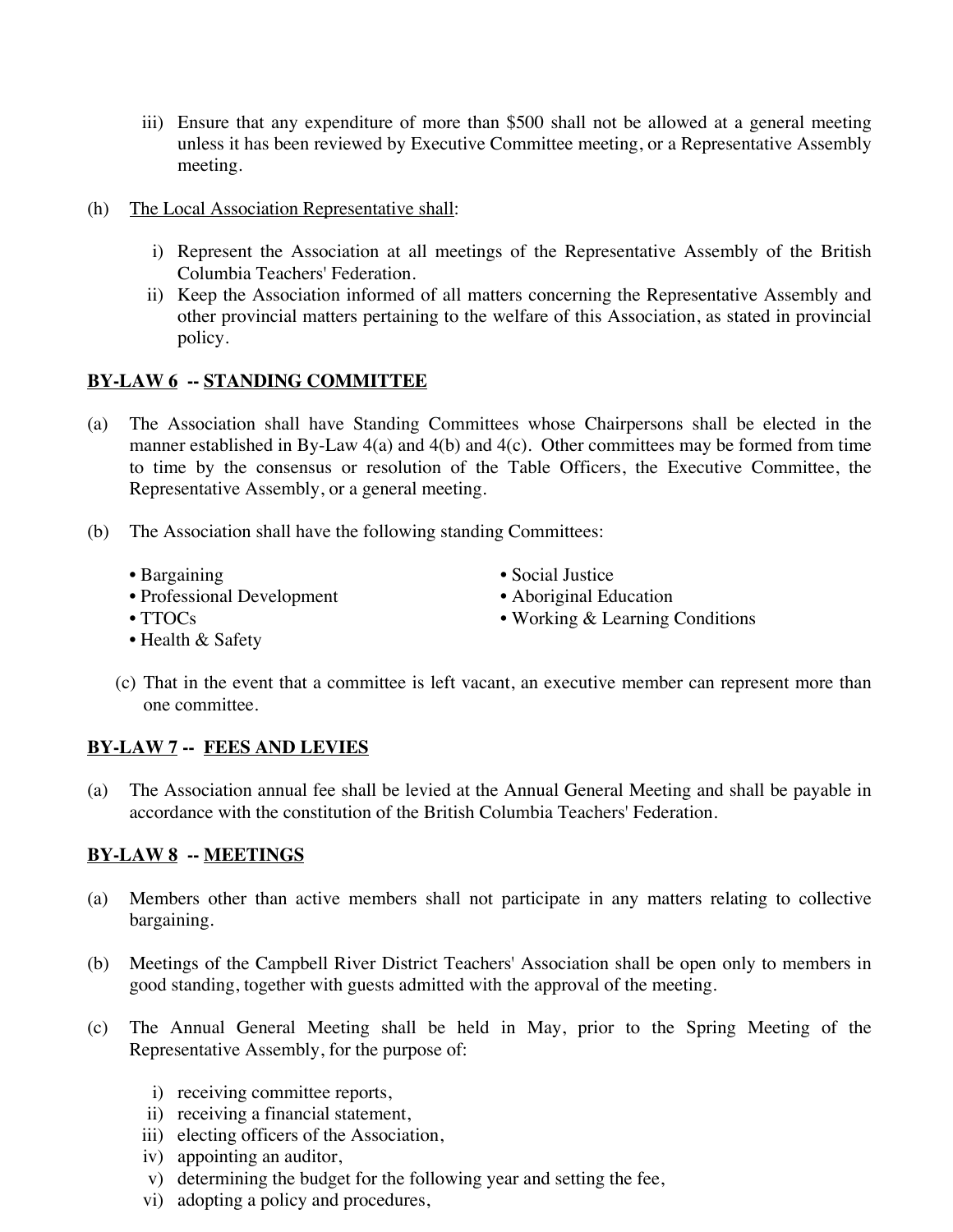iii) Ensure that any expenditure of more than $500 shall not be allowed at a general meeting unless it has been reviewed by Executive Committee meeting, or a Representative Assembly meeting.

(h) The Local Association Representative shall:

i) Represent the Association at all meetings of the Representative Assembly of the British Columbia Teachers' Federation.
ii) Keep the Association informed of all matters concerning the Representative Assembly and other provincial matters pertaining to the welfare of this Association, as stated in provincial policy.

**BY-LAW 6 -- STANDING COMMITTEE**

(a) The Association shall have Standing Committees whose Chairpersons shall be elected in the manner established in By-Law 4(a) and 4(b) and 4(c). Other committees may be formed from time to time by the consensus or resolution of the Table Officers, the Executive Committee, the Representative Assembly, or a general meeting.

(b) The Association shall have the following standing Committees:

- Bargaining
- Professional Development
- TTOCs
- Health & Safety
- Social Justice
- Aboriginal Education
- Working & Learning Conditions

(c) That in the event that a committee is left vacant, an executive member can represent more than one committee.

**BY-LAW 7 -- FEES AND LEVIES**

(a) The Association annual fee shall be levied at the Annual General Meeting and shall be payable in accordance with the constitution of the British Columbia Teachers' Federation.

**BY-LAW 8 -- MEETINGS**

(a) Members other than active members shall not participate in any matters relating to collective bargaining.

(b) Meetings of the Campbell River District Teachers' Association shall be open only to members in good standing, together with guests admitted with the approval of the meeting.

(c) The Annual General Meeting shall be held in May, prior to the Spring Meeting of the Representative Assembly, for the purpose of:

i) receiving committee reports,
ii) receiving a financial statement,
iii) electing officers of the Association,
iv) appointing an auditor,
v) determining the budget for the following year and setting the fee,
vi) adopting a policy and procedures,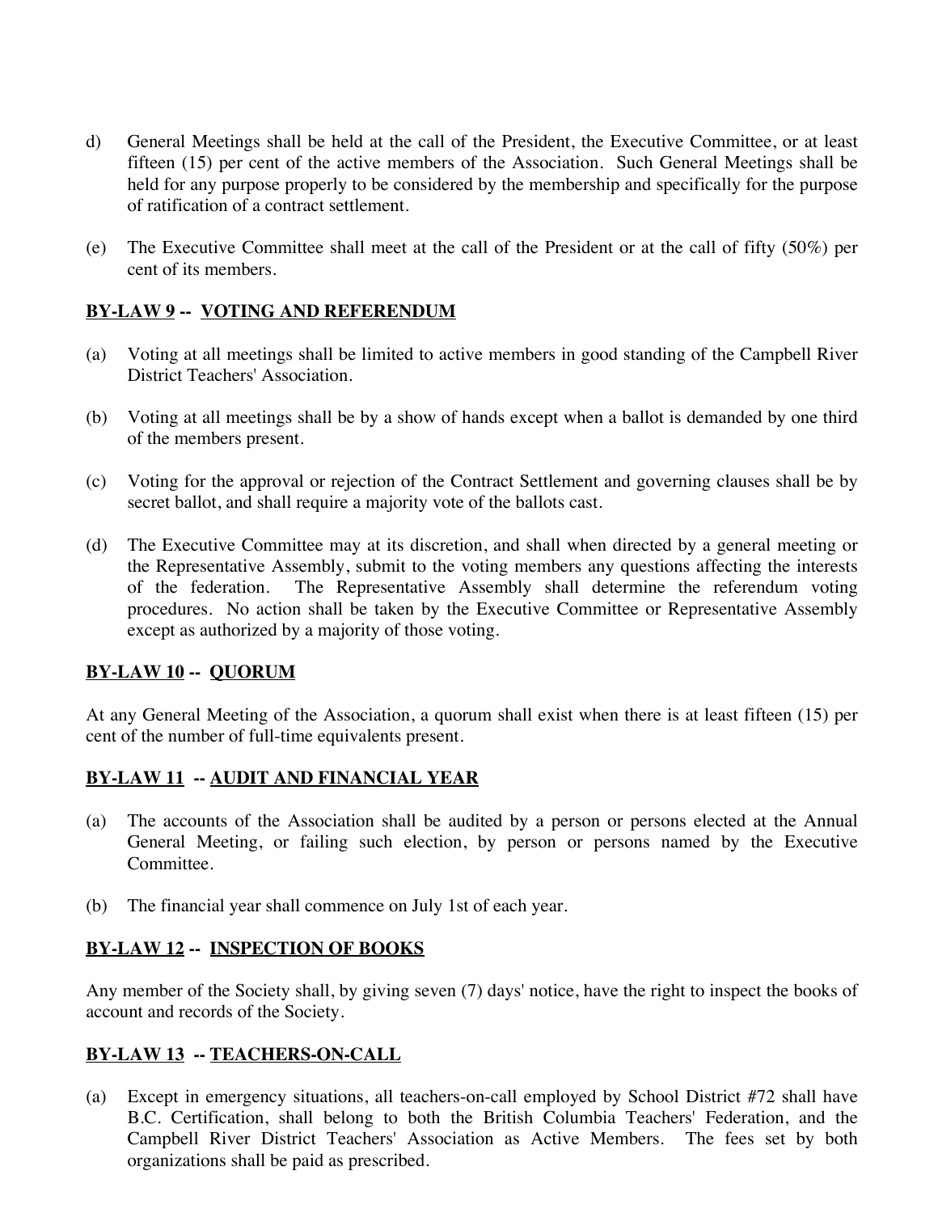d) General Meetings shall be held at the call of the President, the Executive Committee, or at least fifteen (15) per cent of the active members of the Association. Such General Meetings shall be held for any purpose properly to be considered by the membership and specifically for the purpose of ratification of a contract settlement.

(e) The Executive Committee shall meet at the call of the President or at the call of fifty (50%) per cent of its members.

**BY-LAW 9 -- VOTING AND REFERENDUM**

(a) Voting at all meetings shall be limited to active members in good standing of the Campbell River District Teachers' Association.

(b) Voting at all meetings shall be by a show of hands except when a ballot is demanded by one third of the members present.

(c) Voting for the approval or rejection of the Contract Settlement and governing clauses shall be by secret ballot, and shall require a majority vote of the ballots cast.

(d) The Executive Committee may at its discretion, and shall when directed by a general meeting or the Representative Assembly, submit to the voting members any questions affecting the interests of the federation. The Representative Assembly shall determine the referendum voting procedures. No action shall be taken by the Executive Committee or Representative Assembly except as authorized by a majority of those voting.

**BY-LAW 10 -- QUORUM**

At any General Meeting of the Association, a quorum shall exist when there is at least fifteen (15) per cent of the number of full-time equivalents present.

**BY-LAW 11 -- AUDIT AND FINANCIAL YEAR**

(a) The accounts of the Association shall be audited by a person or persons elected at the Annual General Meeting, or failing such election, by person or persons named by the Executive Committee.

(b) The financial year shall commence on July 1st of each year.

**BY-LAW 12 -- INSPECTION OF BOOKS**

Any member of the Society shall, by giving seven (7) days' notice, have the right to inspect the books of account and records of the Society.

**BY-LAW 13 -- TEACHERS-ON-CALL**

(a) Except in emergency situations, all teachers-on-call employed by School District #72 shall have B.C. Certification, shall belong to both the British Columbia Teachers' Federation, and the Campbell River District Teachers' Association as Active Members. The fees set by both organizations shall be paid as prescribed.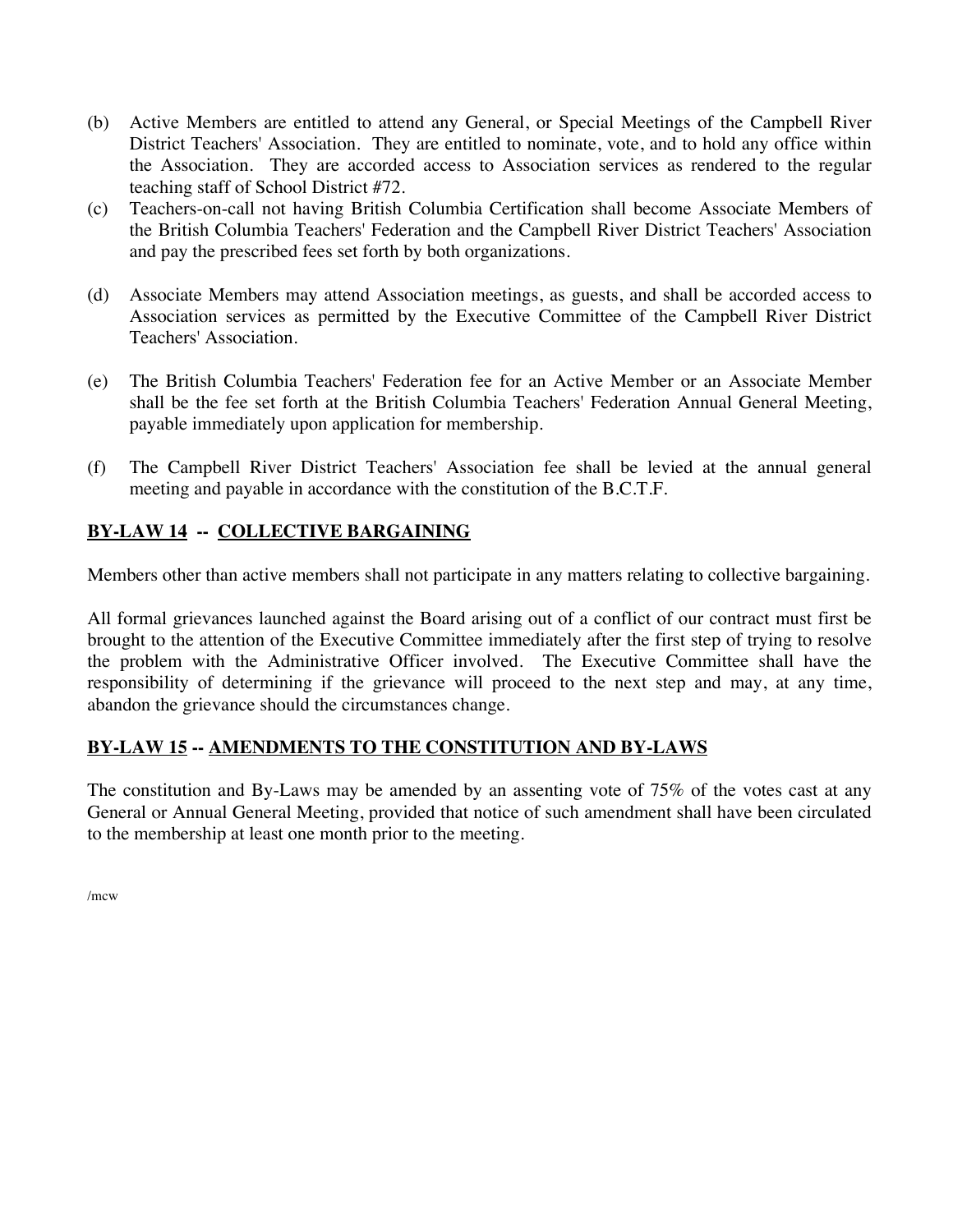(b) Active Members are entitled to attend any General, or Special Meetings of the Campbell River District Teachers' Association. They are entitled to nominate, vote, and to hold any office within the Association. They are accorded access to Association services as rendered to the regular teaching staff of School District #72.

(c) Teachers-on-call not having British Columbia Certification shall become Associate Members of the British Columbia Teachers' Federation and the Campbell River District Teachers' Association and pay the prescribed fees set forth by both organizations.

(d) Associate Members may attend Association meetings, as guests, and shall be accorded access to Association services as permitted by the Executive Committee of the Campbell River District Teachers' Association.

(e) The British Columbia Teachers' Federation fee for an Active Member or an Associate Member shall be the fee set forth at the British Columbia Teachers' Federation Annual General Meeting, payable immediately upon application for membership.

(f) The Campbell River District Teachers' Association fee shall be levied at the annual general meeting and payable in accordance with the constitution of the B.C.T.F.

## BY-LAW 14 -- COLLECTIVE BARGAINING

Members other than active members shall not participate in any matters relating to collective bargaining.

All formal grievances launched against the Board arising out of a conflict of our contract must first be brought to the attention of the Executive Committee immediately after the first step of trying to resolve the problem with the Administrative Officer involved. The Executive Committee shall have the responsibility of determining if the grievance will proceed to the next step and may, at any time, abandon the grievance should the circumstances change.

## BY-LAW 15 -- AMENDMENTS TO THE CONSTITUTION AND BY-LAWS

The constitution and By-Laws may be amended by an assenting vote of 75% of the votes cast at any General or Annual General Meeting, provided that notice of such amendment shall have been circulated to the membership at least one month prior to the meeting.

/mcw